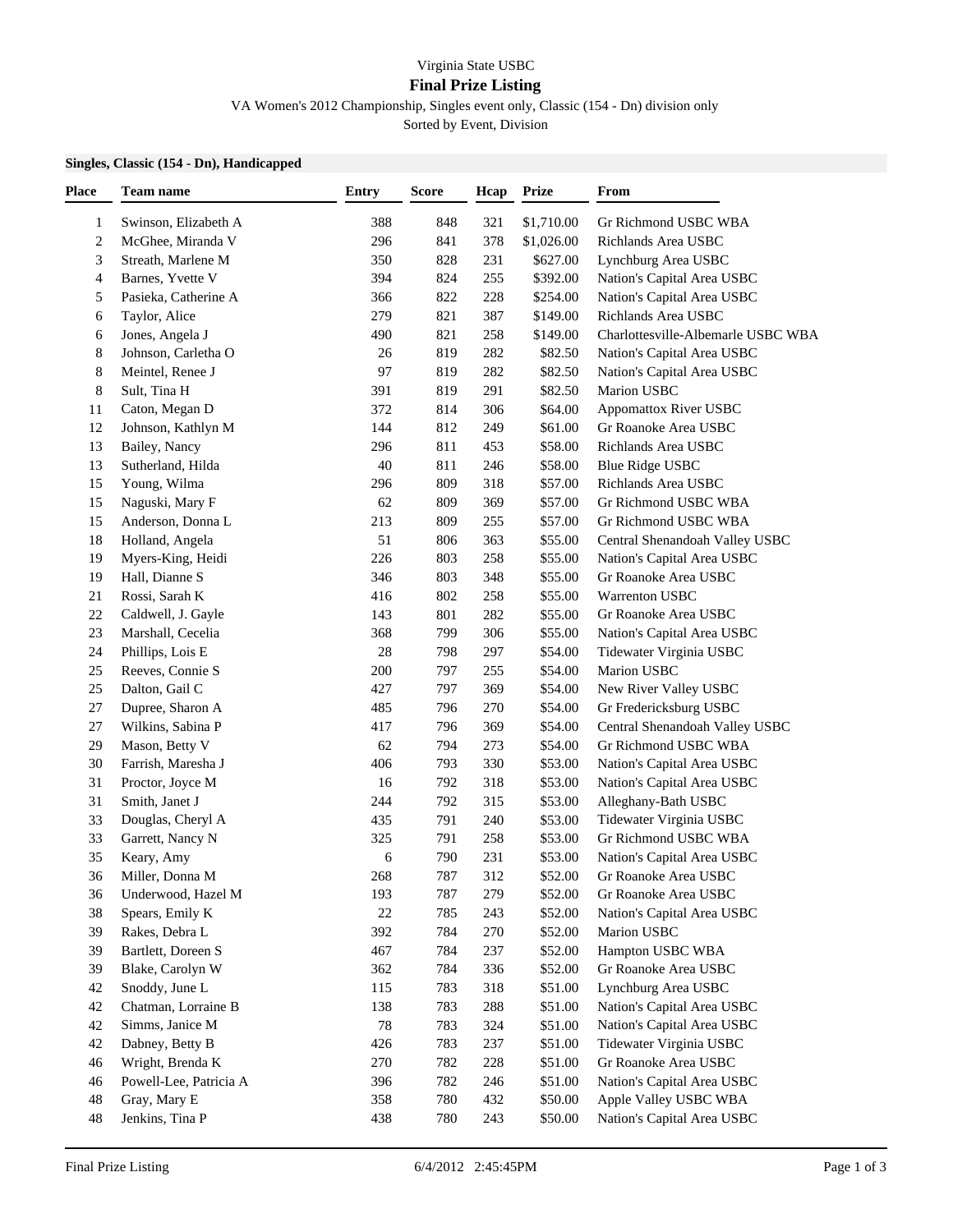Virginia State USBC

# Final Prize Listing

VA Women's 2012 Championship, Singles event only, Classic (154 - Dn) division only

Sorted by Event, Division

**Singles, Classic (154 - Dn), Handicapped**

| Place | Team name | Entry | Score | Hcap | Prize | From |
|---|---|---|---|---|---|---|
| 1 | Swinson, Elizabeth A | 388 | 848 | 321 | $1,710.00 | Gr Richmond USBC WBA |
| 2 | McGhee, Miranda V | 296 | 841 | 378 | $1,026.00 | Richlands Area USBC |
| 3 | Streath, Marlene M | 350 | 828 | 231 | $627.00 | Lynchburg Area USBC |
| 4 | Barnes, Yvette V | 394 | 824 | 255 | $392.00 | Nation's Capital Area USBC |
| 5 | Pasieka, Catherine A | 366 | 822 | 228 | $254.00 | Nation's Capital Area USBC |
| 6 | Taylor, Alice | 279 | 821 | 387 | $149.00 | Richlands Area USBC |
| 6 | Jones, Angela J | 490 | 821 | 258 | $149.00 | Charlottesville-Albemarle USBC WBA |
| 8 | Johnson, Carletha O | 26 | 819 | 282 | $82.50 | Nation's Capital Area USBC |
| 8 | Meintel, Renee J | 97 | 819 | 282 | $82.50 | Nation's Capital Area USBC |
| 8 | Sult, Tina H | 391 | 819 | 291 | $82.50 | Marion USBC |
| 11 | Caton, Megan D | 372 | 814 | 306 | $64.00 | Appomattox River USBC |
| 12 | Johnson, Kathlyn M | 144 | 812 | 249 | $61.00 | Gr Roanoke Area USBC |
| 13 | Bailey, Nancy | 296 | 811 | 453 | $58.00 | Richlands Area USBC |
| 13 | Sutherland, Hilda | 40 | 811 | 246 | $58.00 | Blue Ridge USBC |
| 15 | Young, Wilma | 296 | 809 | 318 | $57.00 | Richlands Area USBC |
| 15 | Naguski, Mary F | 62 | 809 | 369 | $57.00 | Gr Richmond USBC WBA |
| 15 | Anderson, Donna L | 213 | 809 | 255 | $57.00 | Gr Richmond USBC WBA |
| 18 | Holland, Angela | 51 | 806 | 363 | $55.00 | Central Shenandoah Valley USBC |
| 19 | Myers-King, Heidi | 226 | 803 | 258 | $55.00 | Nation's Capital Area USBC |
| 19 | Hall, Dianne S | 346 | 803 | 348 | $55.00 | Gr Roanoke Area USBC |
| 21 | Rossi, Sarah K | 416 | 802 | 258 | $55.00 | Warrenton USBC |
| 22 | Caldwell, J. Gayle | 143 | 801 | 282 | $55.00 | Gr Roanoke Area USBC |
| 23 | Marshall, Cecelia | 368 | 799 | 306 | $55.00 | Nation's Capital Area USBC |
| 24 | Phillips, Lois E | 28 | 798 | 297 | $54.00 | Tidewater Virginia USBC |
| 25 | Reeves, Connie S | 200 | 797 | 255 | $54.00 | Marion USBC |
| 25 | Dalton, Gail C | 427 | 797 | 369 | $54.00 | New River Valley USBC |
| 27 | Dupree, Sharon A | 485 | 796 | 270 | $54.00 | Gr Fredericksburg USBC |
| 27 | Wilkins, Sabina P | 417 | 796 | 369 | $54.00 | Central Shenandoah Valley USBC |
| 29 | Mason, Betty V | 62 | 794 | 273 | $54.00 | Gr Richmond USBC WBA |
| 30 | Farrish, Maresha J | 406 | 793 | 330 | $53.00 | Nation's Capital Area USBC |
| 31 | Proctor, Joyce M | 16 | 792 | 318 | $53.00 | Nation's Capital Area USBC |
| 31 | Smith, Janet J | 244 | 792 | 315 | $53.00 | Alleghany-Bath USBC |
| 33 | Douglas, Cheryl A | 435 | 791 | 240 | $53.00 | Tidewater Virginia USBC |
| 33 | Garrett, Nancy N | 325 | 791 | 258 | $53.00 | Gr Richmond USBC WBA |
| 35 | Keary, Amy | 6 | 790 | 231 | $53.00 | Nation's Capital Area USBC |
| 36 | Miller, Donna M | 268 | 787 | 312 | $52.00 | Gr Roanoke Area USBC |
| 36 | Underwood, Hazel M | 193 | 787 | 279 | $52.00 | Gr Roanoke Area USBC |
| 38 | Spears, Emily K | 22 | 785 | 243 | $52.00 | Nation's Capital Area USBC |
| 39 | Rakes, Debra L | 392 | 784 | 270 | $52.00 | Marion USBC |
| 39 | Bartlett, Doreen S | 467 | 784 | 237 | $52.00 | Hampton USBC WBA |
| 39 | Blake, Carolyn W | 362 | 784 | 336 | $52.00 | Gr Roanoke Area USBC |
| 42 | Snoddy, June L | 115 | 783 | 318 | $51.00 | Lynchburg Area USBC |
| 42 | Chatman, Lorraine B | 138 | 783 | 288 | $51.00 | Nation's Capital Area USBC |
| 42 | Simms, Janice M | 78 | 783 | 324 | $51.00 | Nation's Capital Area USBC |
| 42 | Dabney, Betty B | 426 | 783 | 237 | $51.00 | Tidewater Virginia USBC |
| 46 | Wright, Brenda K | 270 | 782 | 228 | $51.00 | Gr Roanoke Area USBC |
| 46 | Powell-Lee, Patricia A | 396 | 782 | 246 | $51.00 | Nation's Capital Area USBC |
| 48 | Gray, Mary E | 358 | 780 | 432 | $50.00 | Apple Valley USBC WBA |
| 48 | Jenkins, Tina P | 438 | 780 | 243 | $50.00 | Nation's Capital Area USBC |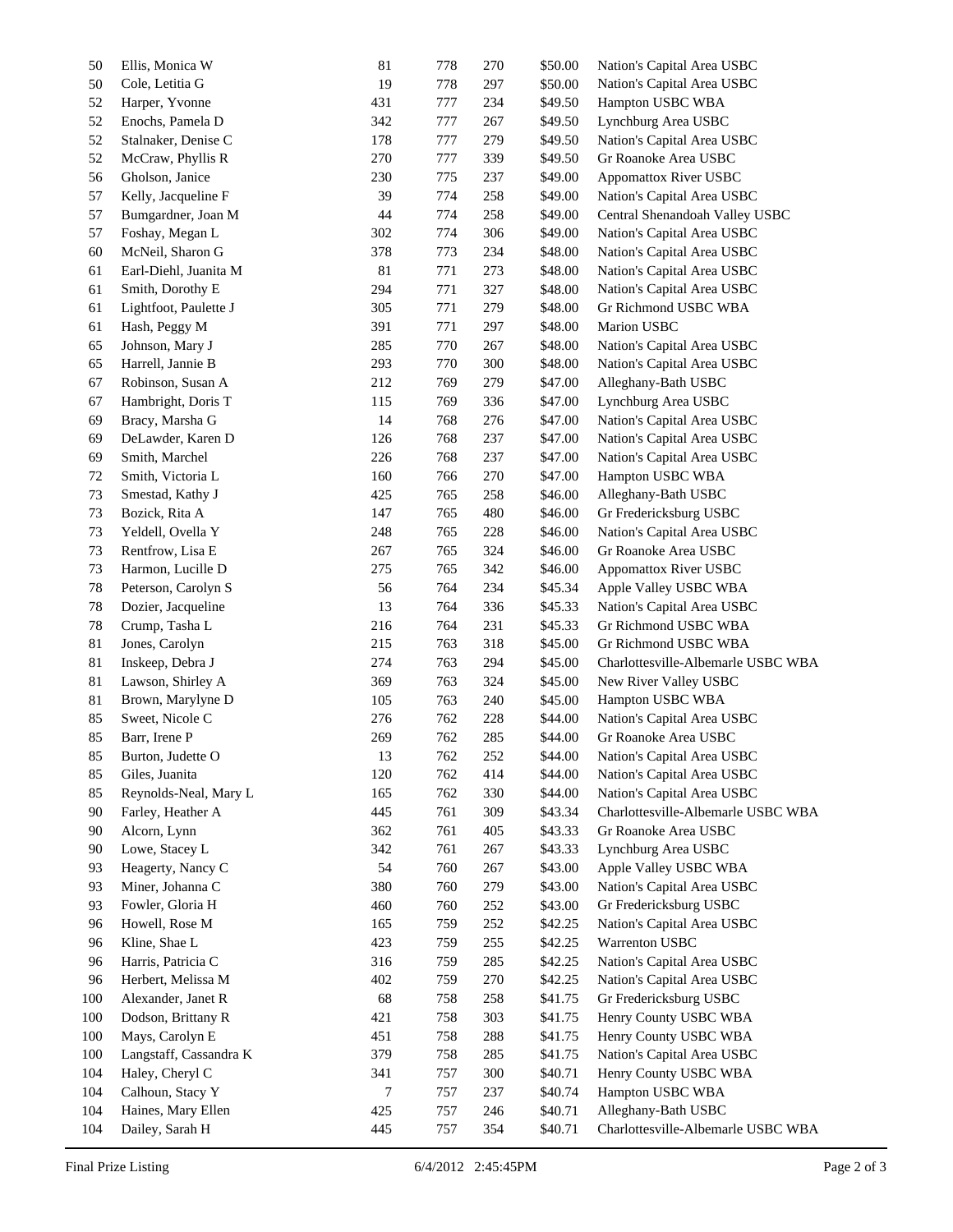| | | | | | | |
|---|---|---|---|---|---|---|
| 50 | Ellis, Monica W | 81 | 778 | 270 | $50.00 | Nation's Capital Area USBC |
| 50 | Cole, Letitia G | 19 | 778 | 297 | $50.00 | Nation's Capital Area USBC |
| 52 | Harper, Yvonne | 431 | 777 | 234 | $49.50 | Hampton USBC WBA |
| 52 | Enochs, Pamela D | 342 | 777 | 267 | $49.50 | Lynchburg Area USBC |
| 52 | Stalnaker, Denise C | 178 | 777 | 279 | $49.50 | Nation's Capital Area USBC |
| 52 | McCraw, Phyllis R | 270 | 777 | 339 | $49.50 | Gr Roanoke Area USBC |
| 56 | Gholson, Janice | 230 | 775 | 237 | $49.00 | Appomattox River USBC |
| 57 | Kelly, Jacqueline F | 39 | 774 | 258 | $49.00 | Nation's Capital Area USBC |
| 57 | Bumgardner, Joan M | 44 | 774 | 258 | $49.00 | Central Shenandoah Valley USBC |
| 57 | Foshay, Megan L | 302 | 774 | 306 | $49.00 | Nation's Capital Area USBC |
| 60 | McNeil, Sharon G | 378 | 773 | 234 | $48.00 | Nation's Capital Area USBC |
| 61 | Earl-Diehl, Juanita M | 81 | 771 | 273 | $48.00 | Nation's Capital Area USBC |
| 61 | Smith, Dorothy E | 294 | 771 | 327 | $48.00 | Nation's Capital Area USBC |
| 61 | Lightfoot, Paulette J | 305 | 771 | 279 | $48.00 | Gr Richmond USBC WBA |
| 61 | Hash, Peggy M | 391 | 771 | 297 | $48.00 | Marion USBC |
| 65 | Johnson, Mary J | 285 | 770 | 267 | $48.00 | Nation's Capital Area USBC |
| 65 | Harrell, Jannie B | 293 | 770 | 300 | $48.00 | Nation's Capital Area USBC |
| 67 | Robinson, Susan A | 212 | 769 | 279 | $47.00 | Alleghany-Bath USBC |
| 67 | Hambright, Doris T | 115 | 769 | 336 | $47.00 | Lynchburg Area USBC |
| 69 | Bracy, Marsha G | 14 | 768 | 276 | $47.00 | Nation's Capital Area USBC |
| 69 | DeLawder, Karen D | 126 | 768 | 237 | $47.00 | Nation's Capital Area USBC |
| 69 | Smith, Marchel | 226 | 768 | 237 | $47.00 | Nation's Capital Area USBC |
| 72 | Smith, Victoria L | 160 | 766 | 270 | $47.00 | Hampton USBC WBA |
| 73 | Smestad, Kathy J | 425 | 765 | 258 | $46.00 | Alleghany-Bath USBC |
| 73 | Bozick, Rita A | 147 | 765 | 480 | $46.00 | Gr Fredericksburg USBC |
| 73 | Yeldell, Ovella Y | 248 | 765 | 228 | $46.00 | Nation's Capital Area USBC |
| 73 | Rentfrow, Lisa E | 267 | 765 | 324 | $46.00 | Gr Roanoke Area USBC |
| 73 | Harmon, Lucille D | 275 | 765 | 342 | $46.00 | Appomattox River USBC |
| 78 | Peterson, Carolyn S | 56 | 764 | 234 | $45.34 | Apple Valley USBC WBA |
| 78 | Dozier, Jacqueline | 13 | 764 | 336 | $45.33 | Nation's Capital Area USBC |
| 78 | Crump, Tasha L | 216 | 764 | 231 | $45.33 | Gr Richmond USBC WBA |
| 81 | Jones, Carolyn | 215 | 763 | 318 | $45.00 | Gr Richmond USBC WBA |
| 81 | Inskeep, Debra J | 274 | 763 | 294 | $45.00 | Charlottesville-Albemarle USBC WBA |
| 81 | Lawson, Shirley A | 369 | 763 | 324 | $45.00 | New River Valley USBC |
| 81 | Brown, Marylyne D | 105 | 763 | 240 | $45.00 | Hampton USBC WBA |
| 85 | Sweet, Nicole C | 276 | 762 | 228 | $44.00 | Nation's Capital Area USBC |
| 85 | Barr, Irene P | 269 | 762 | 285 | $44.00 | Gr Roanoke Area USBC |
| 85 | Burton, Judette O | 13 | 762 | 252 | $44.00 | Nation's Capital Area USBC |
| 85 | Giles, Juanita | 120 | 762 | 414 | $44.00 | Nation's Capital Area USBC |
| 85 | Reynolds-Neal, Mary L | 165 | 762 | 330 | $44.00 | Nation's Capital Area USBC |
| 90 | Farley, Heather A | 445 | 761 | 309 | $43.34 | Charlottesville-Albemarle USBC WBA |
| 90 | Alcorn, Lynn | 362 | 761 | 405 | $43.33 | Gr Roanoke Area USBC |
| 90 | Lowe, Stacey L | 342 | 761 | 267 | $43.33 | Lynchburg Area USBC |
| 93 | Heagerty, Nancy C | 54 | 760 | 267 | $43.00 | Apple Valley USBC WBA |
| 93 | Miner, Johanna C | 380 | 760 | 279 | $43.00 | Nation's Capital Area USBC |
| 93 | Fowler, Gloria H | 460 | 760 | 252 | $43.00 | Gr Fredericksburg USBC |
| 96 | Howell, Rose M | 165 | 759 | 252 | $42.25 | Nation's Capital Area USBC |
| 96 | Kline, Shae L | 423 | 759 | 255 | $42.25 | Warrenton USBC |
| 96 | Harris, Patricia C | 316 | 759 | 285 | $42.25 | Nation's Capital Area USBC |
| 96 | Herbert, Melissa M | 402 | 759 | 270 | $42.25 | Nation's Capital Area USBC |
| 100 | Alexander, Janet R | 68 | 758 | 258 | $41.75 | Gr Fredericksburg USBC |
| 100 | Dodson, Brittany R | 421 | 758 | 303 | $41.75 | Henry County USBC WBA |
| 100 | Mays, Carolyn E | 451 | 758 | 288 | $41.75 | Henry County USBC WBA |
| 100 | Langstaff, Cassandra K | 379 | 758 | 285 | $41.75 | Nation's Capital Area USBC |
| 104 | Haley, Cheryl C | 341 | 757 | 300 | $40.71 | Henry County USBC WBA |
| 104 | Calhoun, Stacy Y | 7 | 757 | 237 | $40.74 | Hampton USBC WBA |
| 104 | Haines, Mary Ellen | 425 | 757 | 246 | $40.71 | Alleghany-Bath USBC |
| 104 | Dailey, Sarah H | 445 | 757 | 354 | $40.71 | Charlottesville-Albemarle USBC WBA |

Final Prize Listing 6/4/2012 2:45:45PM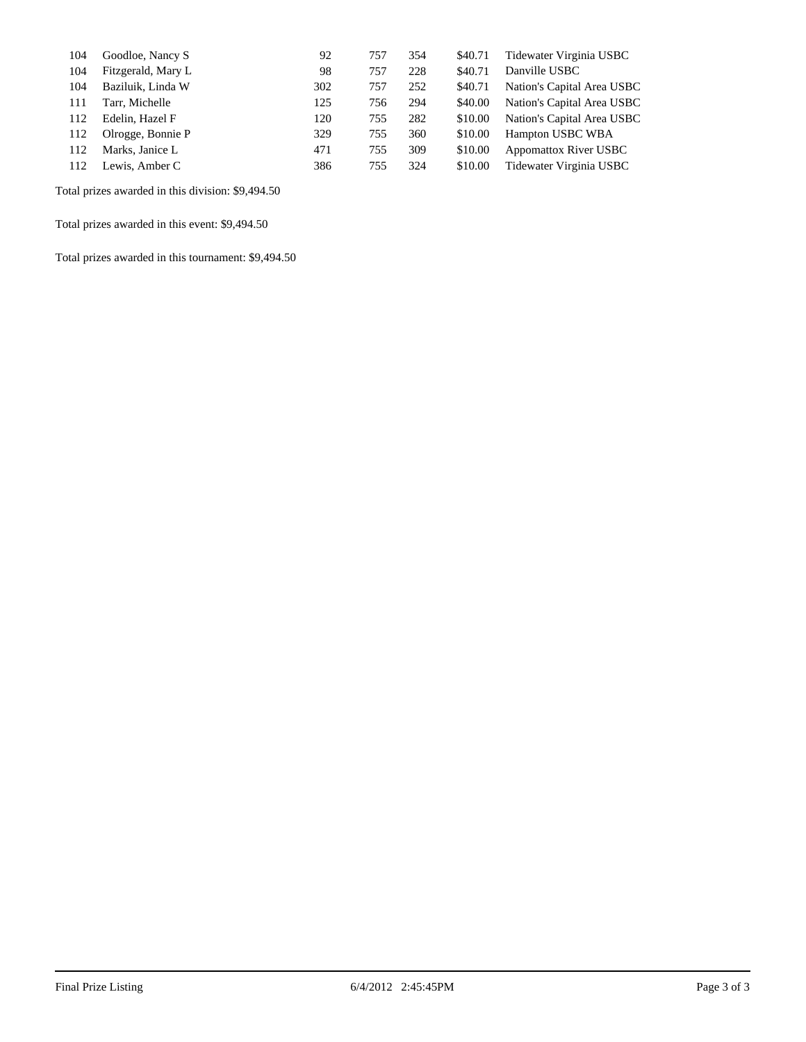| | | | | | | |
|---|---|---|---|---|---|---|
| 104 | Goodloe, Nancy S | 92 | 757 | 354 | $40.71 | Tidewater Virginia USBC |
| 104 | Fitzgerald, Mary L | 98 | 757 | 228 | $40.71 | Danville USBC |
| 104 | Baziluik, Linda W | 302 | 757 | 252 | $40.71 | Nation's Capital Area USBC |
| 111 | Tarr, Michelle | 125 | 756 | 294 | $40.00 | Nation's Capital Area USBC |
| 112 | Edelin, Hazel F | 120 | 755 | 282 | $10.00 | Nation's Capital Area USBC |
| 112 | Olrogge, Bonnie P | 329 | 755 | 360 | $10.00 | Hampton USBC WBA |
| 112 | Marks, Janice L | 471 | 755 | 309 | $10.00 | Appomattox River USBC |
| 112 | Lewis, Amber C | 386 | 755 | 324 | $10.00 | Tidewater Virginia USBC |

Total prizes awarded in this division: $9,494.50

Total prizes awarded in this event: $9,494.50

Total prizes awarded in this tournament: $9,494.50